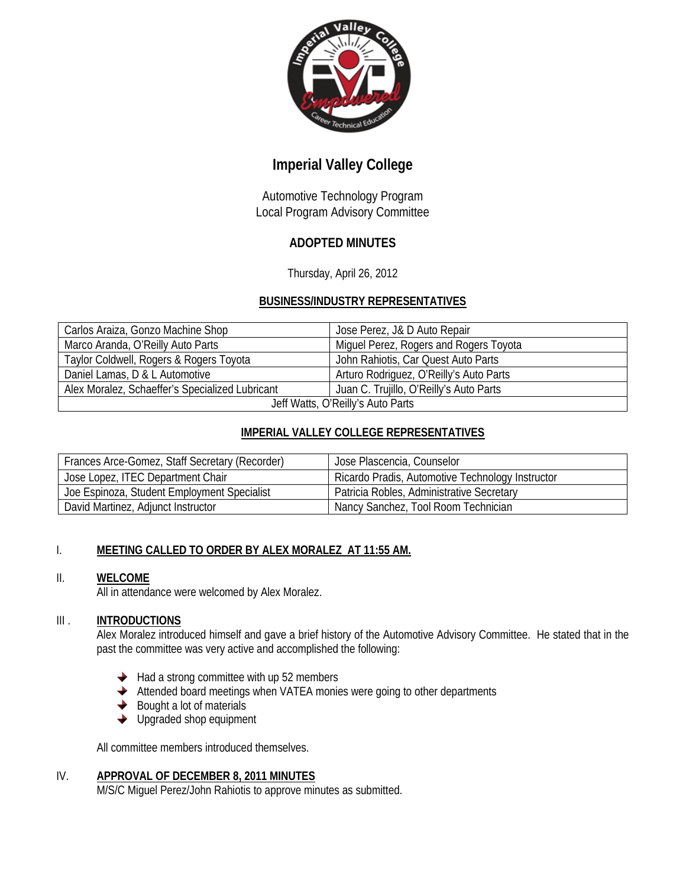# Imperial Valley College

Automotive Technology Program
Local Program Advisory Committee

## ADOPTED MINUTES

Thursday, April 26, 2012

### BUSINESS/INDUSTRY REPRESENTATIVES

| | |
|---|---|
| Carlos Araiza, Gonzo Machine Shop | Jose Perez, J& D Auto Repair |
| Marco Aranda, O'Reilly Auto Parts | Miguel Perez, Rogers and Rogers Toyota |
| Taylor Coldwell, Rogers & Rogers Toyota | John Rahiotis, Car Quest Auto Parts |
| Daniel Lamas, D & L Automotive | Arturo Rodriguez, O'Reilly's Auto Parts |
| Alex Moralez, Schaeffer's Specialized Lubricant | Juan C. Trujillo, O'Reilly's Auto Parts |
| Jeff Watts, O'Reilly's Auto Parts | |

### IMPERIAL VALLEY COLLEGE REPRESENTATIVES

| | |
|---|---|
| Frances Arce-Gomez, Staff Secretary (Recorder) | Jose Plascencia, Counselor |
| Jose Lopez, ITEC Department Chair | Ricardo Pradis, Automotive Technology Instructor |
| Joe Espinoza, Student Employment Specialist | Patricia Robles, Administrative Secretary |
| David Martinez, Adjunct Instructor | Nancy Sanchez, Tool Room Technician |

I. **MEETING CALLED TO ORDER BY ALEX MORALEZ AT 11:55 AM.**

II. **WELCOME**

All in attendance were welcomed by Alex Moralez.

III. **INTRODUCTIONS**

Alex Moralez introduced himself and gave a brief history of the Automotive Advisory Committee. He stated that in the past the committee was very active and accomplished the following:

- Had a strong committee with up 52 members
- Attended board meetings when VATEA monies were going to other departments
- Bought a lot of materials
- Upgraded shop equipment

All committee members introduced themselves.

IV. **APPROVAL OF DECEMBER 8, 2011 MINUTES**

M/S/C Miguel Perez/John Rahiotis to approve minutes as submitted.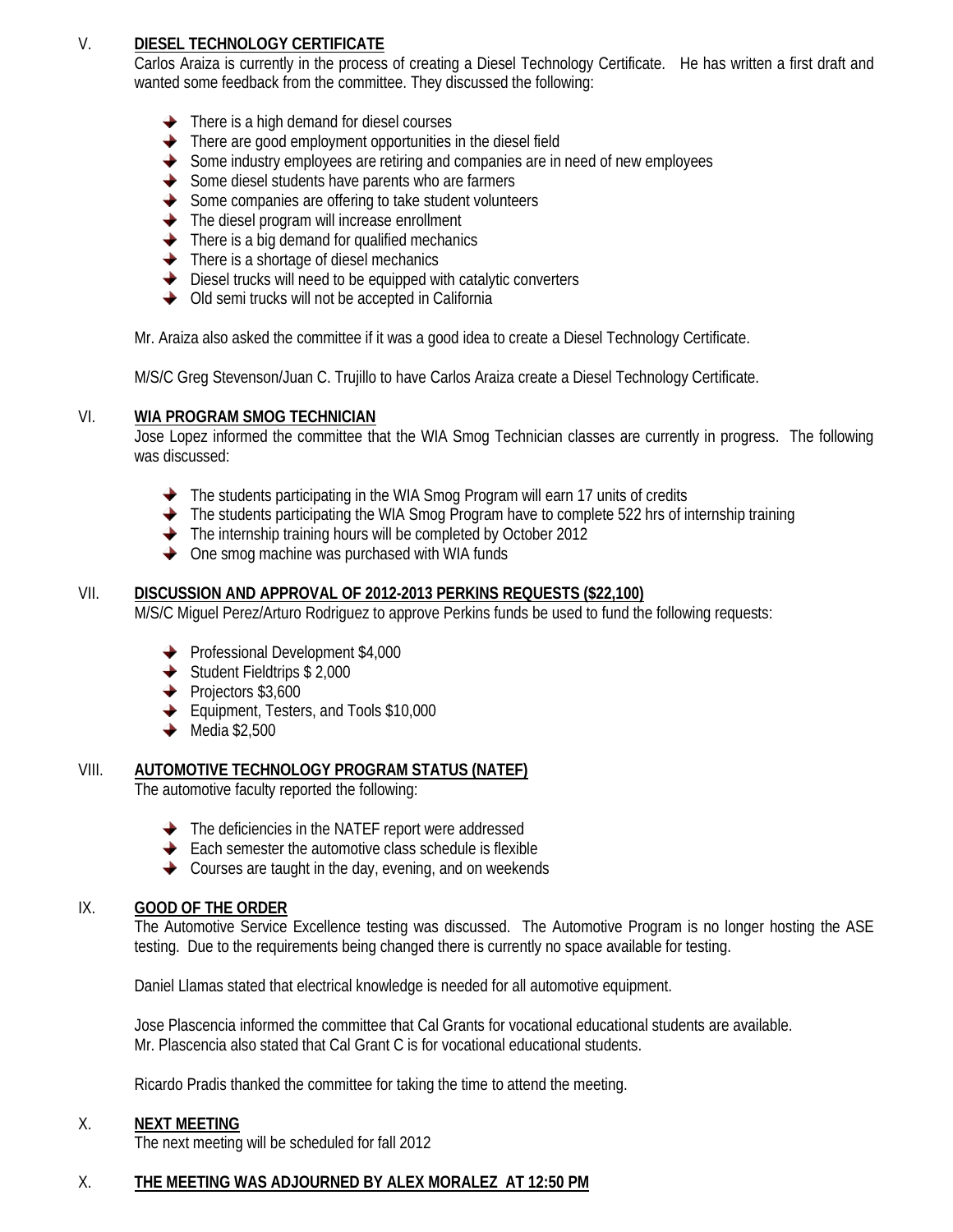## V. DIESEL TECHNOLOGY CERTIFICATE

Carlos Araiza is currently in the process of creating a Diesel Technology Certificate. He has written a first draft and wanted some feedback from the committee. They discussed the following:

- There is a high demand for diesel courses
- There are good employment opportunities in the diesel field
- Some industry employees are retiring and companies are in need of new employees
- Some diesel students have parents who are farmers
- Some companies are offering to take student volunteers
- The diesel program will increase enrollment
- There is a big demand for qualified mechanics
- There is a shortage of diesel mechanics
- Diesel trucks will need to be equipped with catalytic converters
- Old semi trucks will not be accepted in California

Mr. Araiza also asked the committee if it was a good idea to create a Diesel Technology Certificate.

M/S/C Greg Stevenson/Juan C. Trujillo to have Carlos Araiza create a Diesel Technology Certificate.

## VI. WIA PROGRAM SMOG TECHNICIAN

Jose Lopez informed the committee that the WIA Smog Technician classes are currently in progress. The following was discussed:

- The students participating in the WIA Smog Program will earn 17 units of credits
- The students participating the WIA Smog Program have to complete 522 hrs of internship training
- The internship training hours will be completed by October 2012
- One smog machine was purchased with WIA funds

## VII. DISCUSSION AND APPROVAL OF 2012-2013 PERKINS REQUESTS ($22,100)

M/S/C Miguel Perez/Arturo Rodriguez to approve Perkins funds be used to fund the following requests:

- Professional Development $4,000
- Student Fieldtrips $ 2,000
- Projectors $3,600
- Equipment, Testers, and Tools $10,000
- Media $2,500

## VIII. AUTOMOTIVE TECHNOLOGY PROGRAM STATUS (NATEF)

The automotive faculty reported the following:

- The deficiencies in the NATEF report were addressed
- Each semester the automotive class schedule is flexible
- Courses are taught in the day, evening, and on weekends

## IX. GOOD OF THE ORDER

The Automotive Service Excellence testing was discussed. The Automotive Program is no longer hosting the ASE testing. Due to the requirements being changed there is currently no space available for testing.

Daniel Llamas stated that electrical knowledge is needed for all automotive equipment.

Jose Plascencia informed the committee that Cal Grants for vocational educational students are available.
Mr. Plascencia also stated that Cal Grant C is for vocational educational students.

Ricardo Pradis thanked the committee for taking the time to attend the meeting.

## X. NEXT MEETING

The next meeting will be scheduled for fall 2012

## X. THE MEETING WAS ADJOURNED BY ALEX MORALEZ AT 12:50 PM